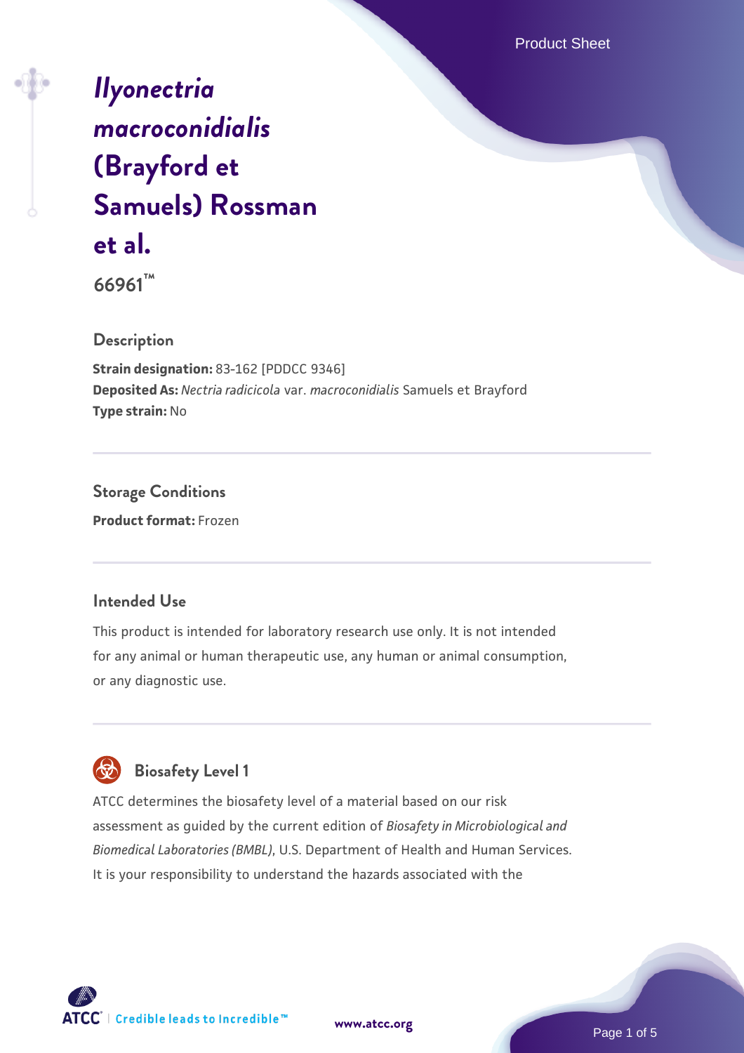# *Ilyonectria macroconidialis* (Brayford et Samuels) Rossman et al.

**66961™**

## Description

**Strain designation:** 83-162 [PDDCC 9346]
**Deposited As:** *Nectria radicicola* var. *macroconidialis* Samuels et Brayford
**Type strain:** No

## Storage Conditions

**Product format:** Frozen

## Intended Use

This product is intended for laboratory research use only. It is not intended for any animal or human therapeutic use, any human or animal consumption, or any diagnostic use.

## Biosafety Level 1

ATCC determines the biosafety level of a material based on our risk assessment as guided by the current edition of *Biosafety in Microbiological and Biomedical Laboratories (BMBL)*, U.S. Department of Health and Human Services. It is your responsibility to understand the hazards associated with the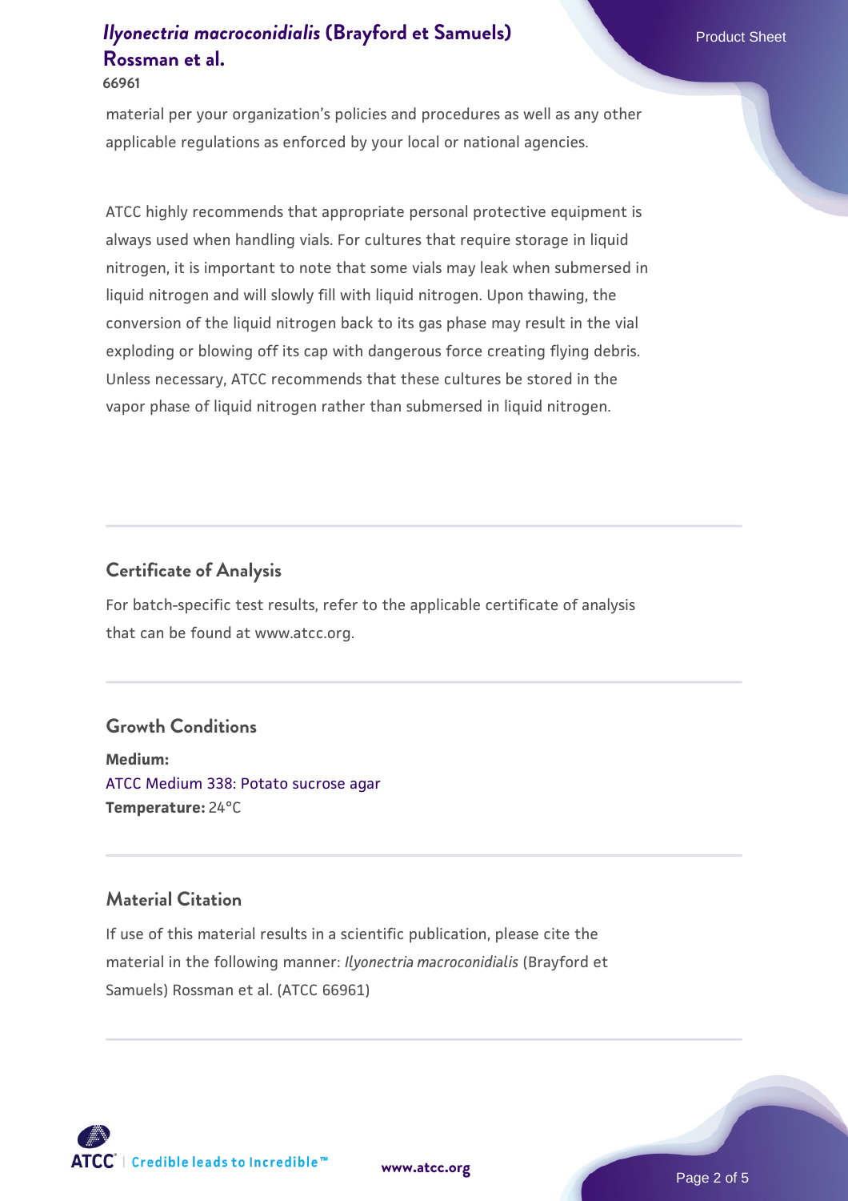material per your organization's policies and procedures as well as any other applicable regulations as enforced by your local or national agencies.

ATCC highly recommends that appropriate personal protective equipment is always used when handling vials. For cultures that require storage in liquid nitrogen, it is important to note that some vials may leak when submersed in liquid nitrogen and will slowly fill with liquid nitrogen. Upon thawing, the conversion of the liquid nitrogen back to its gas phase may result in the vial exploding or blowing off its cap with dangerous force creating flying debris. Unless necessary, ATCC recommends that these cultures be stored in the vapor phase of liquid nitrogen rather than submersed in liquid nitrogen.

## Certificate of Analysis

For batch-specific test results, refer to the applicable certificate of analysis that can be found at www.atcc.org.

## Growth Conditions

**Medium:**
ATCC Medium 338: Potato sucrose agar
**Temperature:** 24°C

## Material Citation

If use of this material results in a scientific publication, please cite the material in the following manner: *Ilyonectria macroconidialis* (Brayford et Samuels) Rossman et al. (ATCC 66961)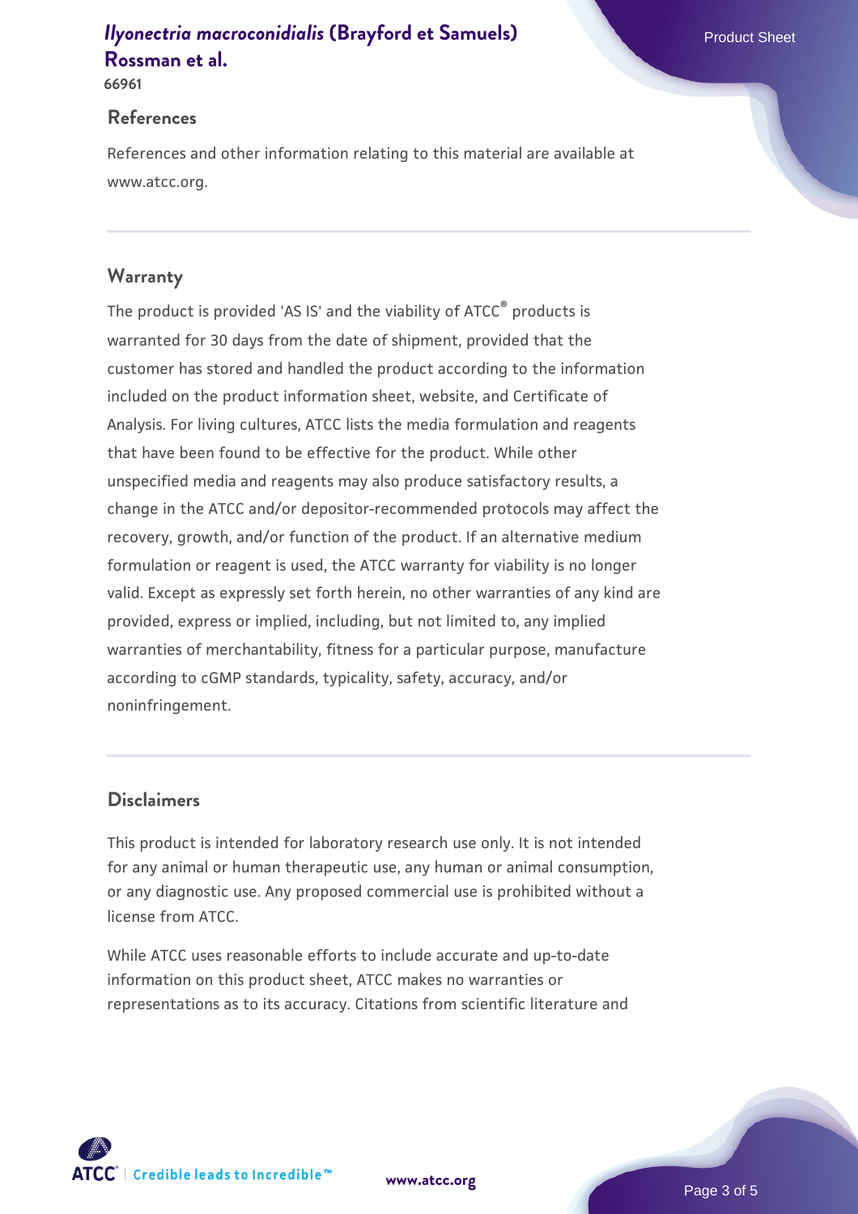## References

References and other information relating to this material are available at www.atcc.org.

## Warranty

The product is provided 'AS IS' and the viability of ATCC® products is warranted for 30 days from the date of shipment, provided that the customer has stored and handled the product according to the information included on the product information sheet, website, and Certificate of Analysis. For living cultures, ATCC lists the media formulation and reagents that have been found to be effective for the product. While other unspecified media and reagents may also produce satisfactory results, a change in the ATCC and/or depositor-recommended protocols may affect the recovery, growth, and/or function of the product. If an alternative medium formulation or reagent is used, the ATCC warranty for viability is no longer valid. Except as expressly set forth herein, no other warranties of any kind are provided, express or implied, including, but not limited to, any implied warranties of merchantability, fitness for a particular purpose, manufacture according to cGMP standards, typicality, safety, accuracy, and/or noninfringement.

## Disclaimers

This product is intended for laboratory research use only. It is not intended for any animal or human therapeutic use, any human or animal consumption, or any diagnostic use. Any proposed commercial use is prohibited without a license from ATCC.

While ATCC uses reasonable efforts to include accurate and up-to-date information on this product sheet, ATCC makes no warranties or representations as to its accuracy. Citations from scientific literature and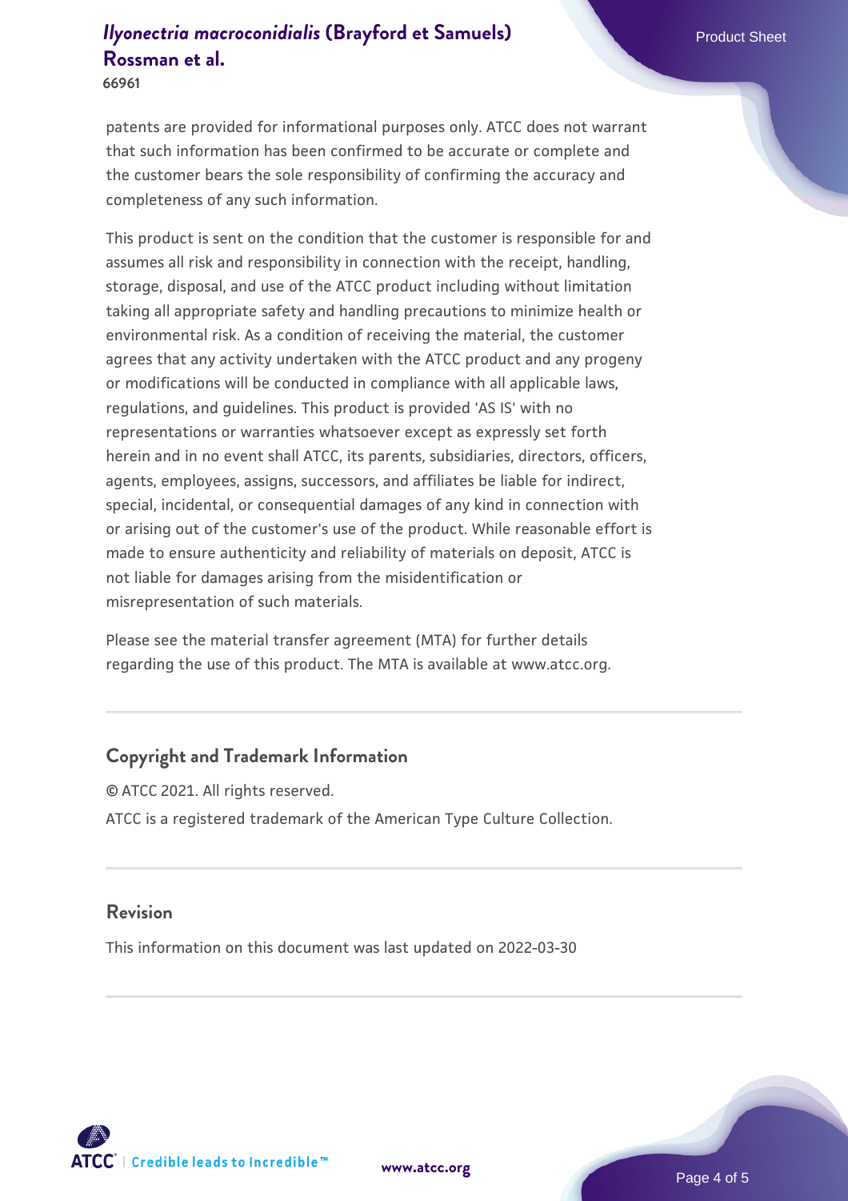patents are provided for informational purposes only. ATCC does not warrant that such information has been confirmed to be accurate or complete and the customer bears the sole responsibility of confirming the accuracy and completeness of any such information.

This product is sent on the condition that the customer is responsible for and assumes all risk and responsibility in connection with the receipt, handling, storage, disposal, and use of the ATCC product including without limitation taking all appropriate safety and handling precautions to minimize health or environmental risk. As a condition of receiving the material, the customer agrees that any activity undertaken with the ATCC product and any progeny or modifications will be conducted in compliance with all applicable laws, regulations, and guidelines. This product is provided 'AS IS' with no representations or warranties whatsoever except as expressly set forth herein and in no event shall ATCC, its parents, subsidiaries, directors, officers, agents, employees, assigns, successors, and affiliates be liable for indirect, special, incidental, or consequential damages of any kind in connection with or arising out of the customer's use of the product. While reasonable effort is made to ensure authenticity and reliability of materials on deposit, ATCC is not liable for damages arising from the misidentification or misrepresentation of such materials.

Please see the material transfer agreement (MTA) for further details regarding the use of this product. The MTA is available at www.atcc.org.

## Copyright and Trademark Information

© ATCC 2021. All rights reserved.

ATCC is a registered trademark of the American Type Culture Collection.

## Revision

This information on this document was last updated on 2022-03-30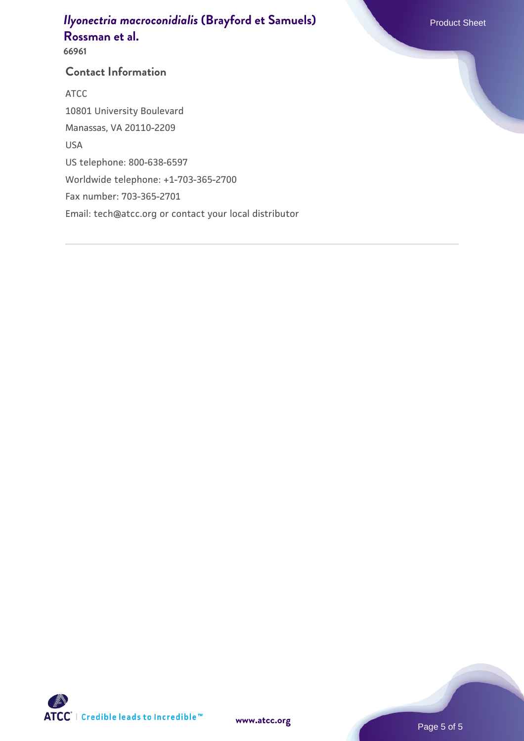## Contact Information

ATCC

10801 University Boulevard

Manassas, VA 20110-2209

USA

US telephone: 800-638-6597

Worldwide telephone: +1-703-365-2700

Fax number: 703-365-2701

Email: tech@atcc.org or contact your local distributor